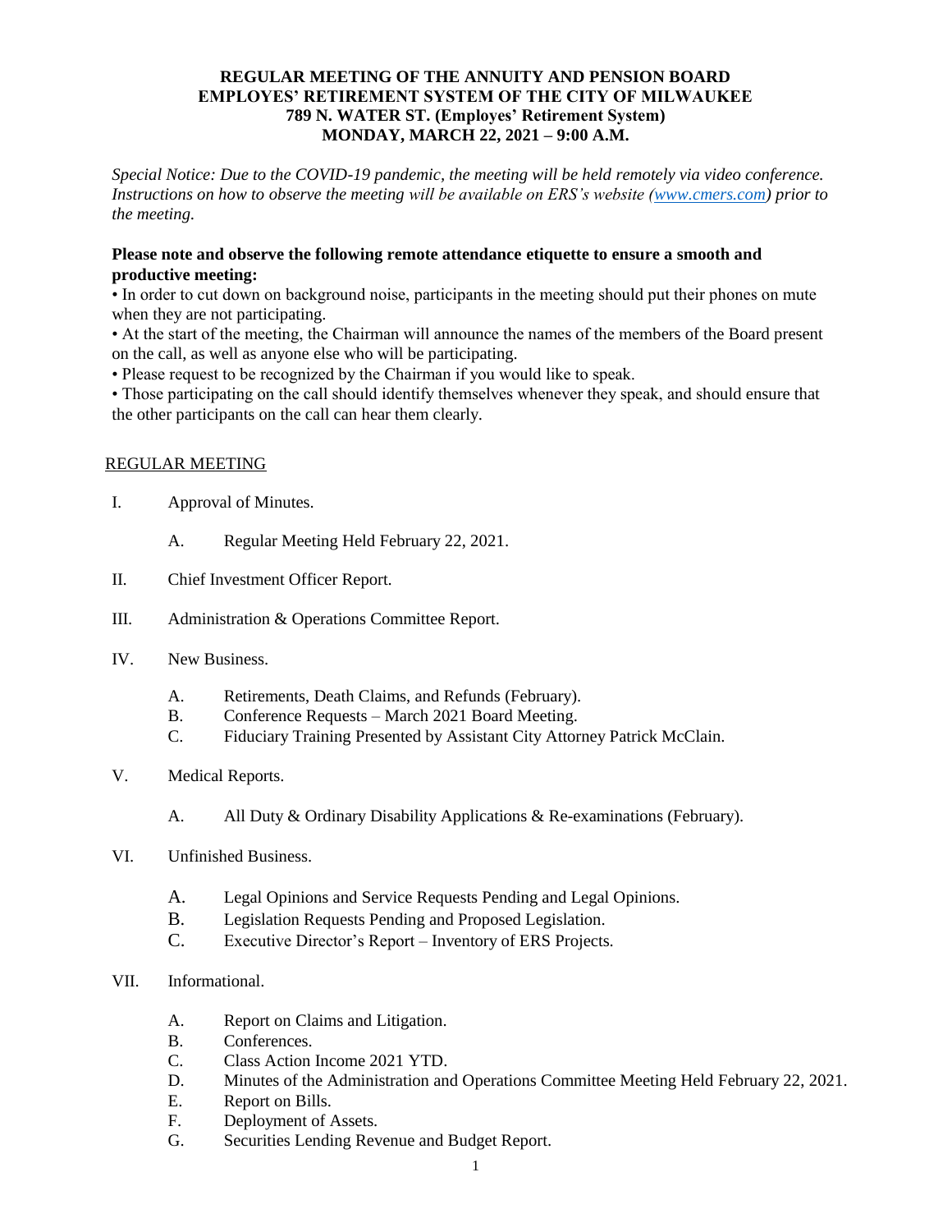**REGULAR MEETING OF THE ANNUITY AND PENSION BOARD**
**EMPLOYES' RETIREMENT SYSTEM OF THE CITY OF MILWAUKEE**
**789 N. WATER ST. (Employes' Retirement System)**
**MONDAY, MARCH 22, 2021 – 9:00 A.M.**

*Special Notice: Due to the COVID-19 pandemic, the meeting will be held remotely via video conference. Instructions on how to observe the meeting will be available on ERS's website (www.cmers.com) prior to the meeting.*

**Please note and observe the following remote attendance etiquette to ensure a smooth and productive meeting:**

• In order to cut down on background noise, participants in the meeting should put their phones on mute when they are not participating.
• At the start of the meeting, the Chairman will announce the names of the members of the Board present on the call, as well as anyone else who will be participating.
• Please request to be recognized by the Chairman if you would like to speak.
• Those participating on the call should identify themselves whenever they speak, and should ensure that the other participants on the call can hear them clearly.

REGULAR MEETING

I. Approval of Minutes.

   A. Regular Meeting Held February 22, 2021.

II. Chief Investment Officer Report.

III. Administration & Operations Committee Report.

IV. New Business.

   A. Retirements, Death Claims, and Refunds (February).
   B. Conference Requests – March 2021 Board Meeting.
   C. Fiduciary Training Presented by Assistant City Attorney Patrick McClain.

V. Medical Reports.

   A. All Duty & Ordinary Disability Applications & Re-examinations (February).

VI. Unfinished Business.

   A. Legal Opinions and Service Requests Pending and Legal Opinions.
   B. Legislation Requests Pending and Proposed Legislation.
   C. Executive Director's Report – Inventory of ERS Projects.

VII. Informational.

   A. Report on Claims and Litigation.
   B. Conferences.
   C. Class Action Income 2021 YTD.
   D. Minutes of the Administration and Operations Committee Meeting Held February 22, 2021.
   E. Report on Bills.
   F. Deployment of Assets.
   G. Securities Lending Revenue and Budget Report.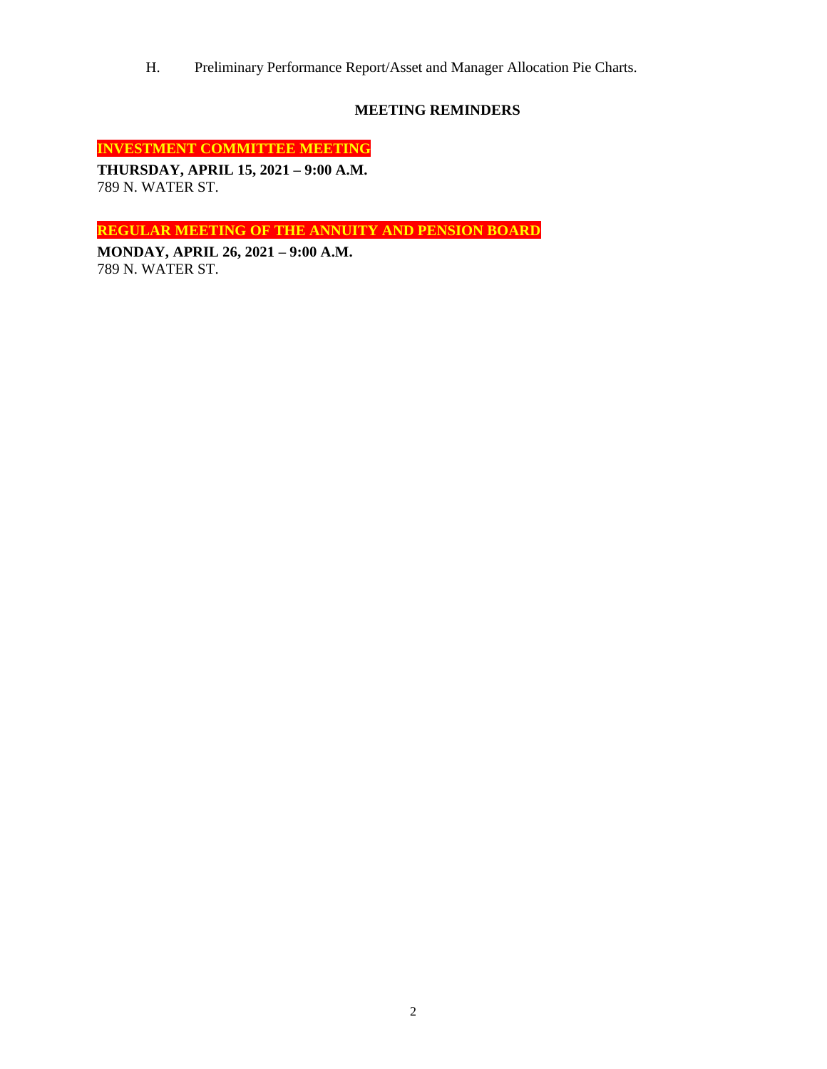H. Preliminary Performance Report/Asset and Manager Allocation Pie Charts.

**MEETING REMINDERS**

**INVESTMENT COMMITTEE MEETING**

**THURSDAY, APRIL 15, 2021 – 9:00 A.M.**
789 N. WATER ST.

**REGULAR MEETING OF THE ANNUITY AND PENSION BOARD**

**MONDAY, APRIL 26, 2021 – 9:00 A.M.**
789 N. WATER ST.